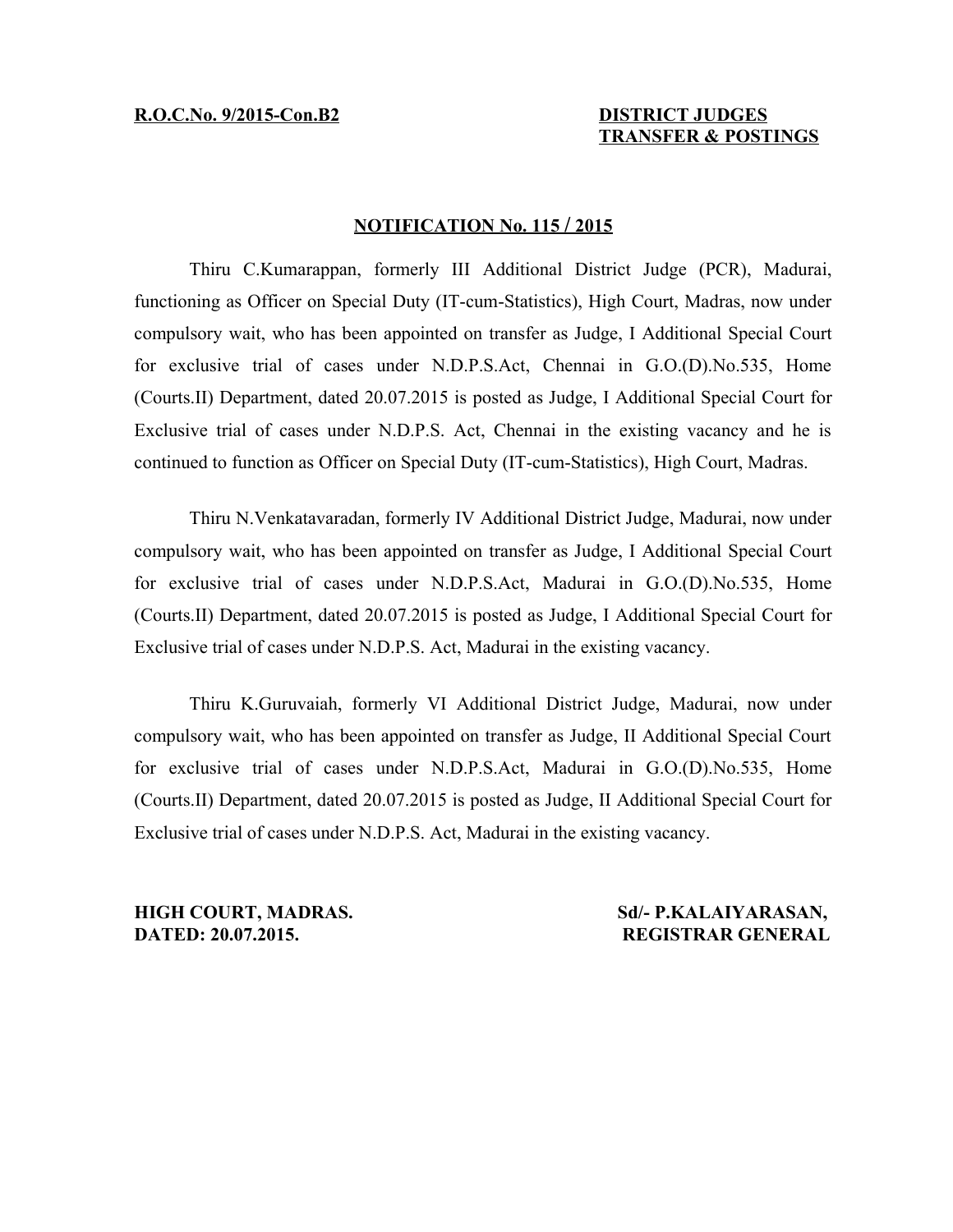**R.O.C.No. 9/2015-Con.B2**

**DISTRICT JUDGES**
**TRANSFER & POSTINGS**

**NOTIFICATION No. 115 / 2015**

Thiru C.Kumarappan, formerly III Additional District Judge (PCR), Madurai, functioning as Officer on Special Duty (IT-cum-Statistics), High Court, Madras, now under compulsory wait, who has been appointed on transfer as Judge, I Additional Special Court for exclusive trial of cases under N.D.P.S.Act, Chennai in G.O.(D).No.535, Home (Courts.II) Department, dated 20.07.2015 is posted as Judge, I Additional Special Court for Exclusive trial of cases under N.D.P.S. Act, Chennai in the existing vacancy and he is continued to function as Officer on Special Duty (IT-cum-Statistics), High Court, Madras.

Thiru N.Venkatavaradan, formerly IV Additional District Judge, Madurai, now under compulsory wait, who has been appointed on transfer as Judge, I Additional Special Court for exclusive trial of cases under N.D.P.S.Act, Madurai in G.O.(D).No.535, Home (Courts.II) Department, dated 20.07.2015 is posted as Judge, I Additional Special Court for Exclusive trial of cases under N.D.P.S. Act, Madurai in the existing vacancy.

Thiru K.Guruvaiah, formerly VI Additional District Judge, Madurai, now under compulsory wait, who has been appointed on transfer as Judge, II Additional Special Court for exclusive trial of cases under N.D.P.S.Act, Madurai in G.O.(D).No.535, Home (Courts.II) Department, dated 20.07.2015 is posted as Judge, II Additional Special Court for Exclusive trial of cases under N.D.P.S. Act, Madurai in the existing vacancy.

**HIGH COURT, MADRAS.**
**DATED: 20.07.2015.**

**Sd/- P.KALAIYARASAN,**
**REGISTRAR GENERAL**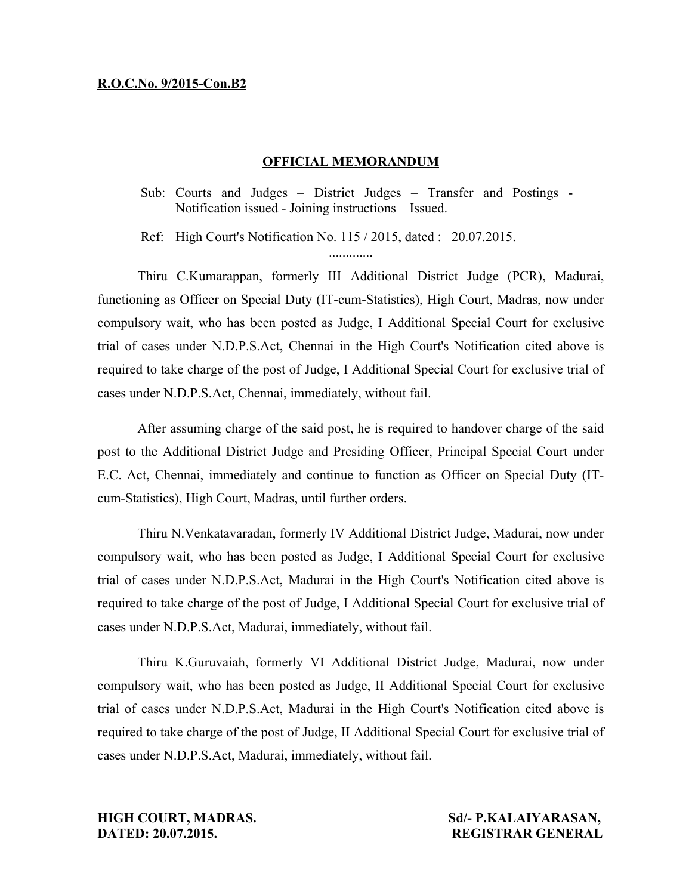**R.O.C.No. 9/2015-Con.B2**

**OFFICIAL MEMORANDUM**

Sub: Courts and Judges – District Judges – Transfer and Postings - Notification issued - Joining instructions – Issued.

Ref: High Court's Notification No. 115 / 2015, dated : 20.07.2015.

.............

Thiru C.Kumarappan, formerly III Additional District Judge (PCR), Madurai, functioning as Officer on Special Duty (IT-cum-Statistics), High Court, Madras, now under compulsory wait, who has been posted as Judge, I Additional Special Court for exclusive trial of cases under N.D.P.S.Act, Chennai in the High Court's Notification cited above is required to take charge of the post of Judge, I Additional Special Court for exclusive trial of cases under N.D.P.S.Act, Chennai, immediately, without fail.

After assuming charge of the said post, he is required to handover charge of the said post to the Additional District Judge and Presiding Officer, Principal Special Court under E.C. Act, Chennai, immediately and continue to function as Officer on Special Duty (IT-cum-Statistics), High Court, Madras, until further orders.

Thiru N.Venkatavaradan, formerly IV Additional District Judge, Madurai, now under compulsory wait, who has been posted as Judge, I Additional Special Court for exclusive trial of cases under N.D.P.S.Act, Madurai in the High Court's Notification cited above is required to take charge of the post of Judge, I Additional Special Court for exclusive trial of cases under N.D.P.S.Act, Madurai, immediately, without fail.

Thiru K.Guruvaiah, formerly VI Additional District Judge, Madurai, now under compulsory wait, who has been posted as Judge, II Additional Special Court for exclusive trial of cases under N.D.P.S.Act, Madurai in the High Court's Notification cited above is required to take charge of the post of Judge, II Additional Special Court for exclusive trial of cases under N.D.P.S.Act, Madurai, immediately, without fail.

**HIGH COURT, MADRAS.**
**DATED: 20.07.2015.**

**Sd/- P.KALAIYARASAN,**
**REGISTRAR GENERAL**